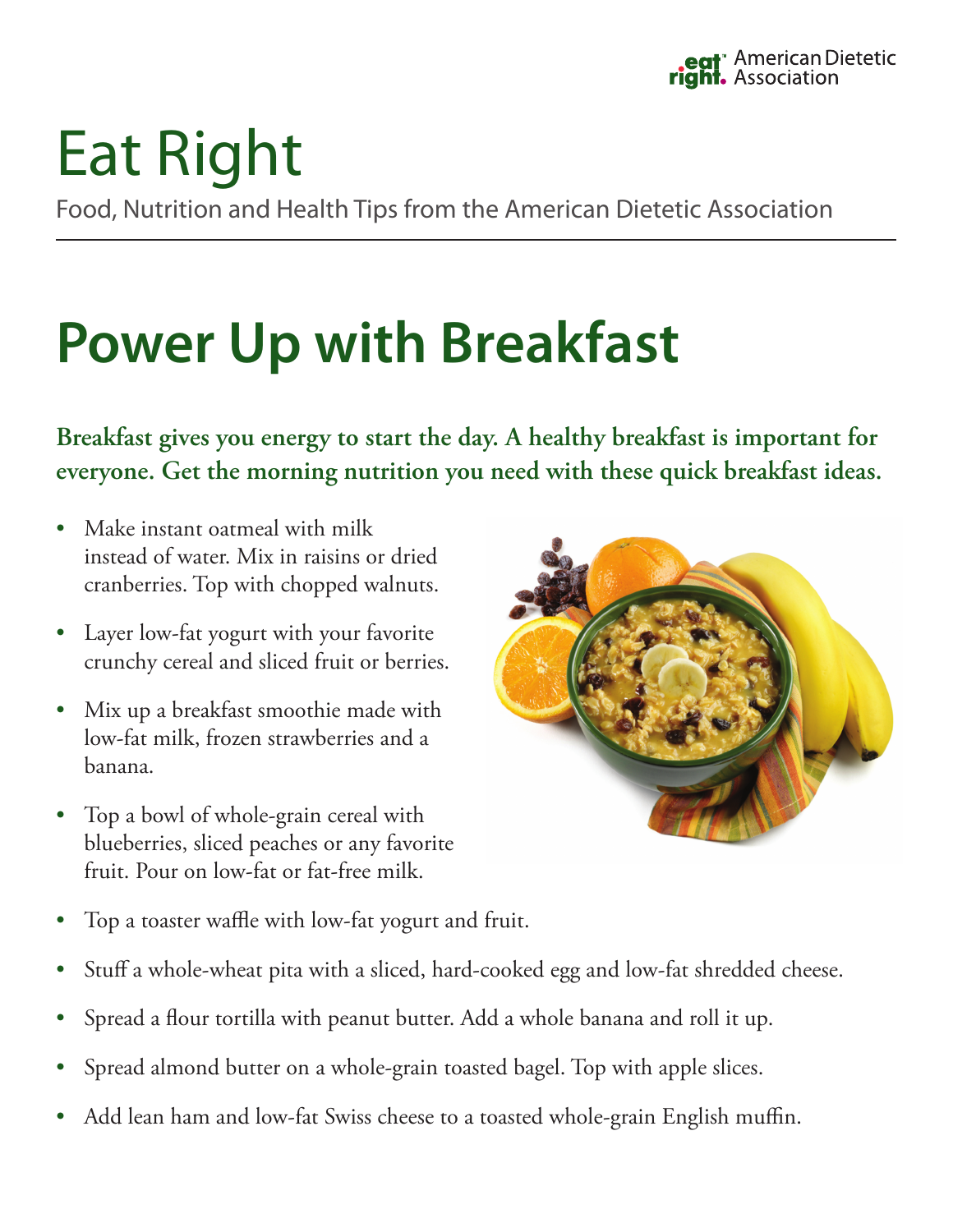eat right. American Dietetic Association

# Eat Right

Food, Nutrition and Health Tips from the American Dietetic Association

# Power Up with Breakfast

**Breakfast gives you energy to start the day. A healthy breakfast is important for everyone. Get the morning nutrition you need with these quick breakfast ideas.**

- Make instant oatmeal with milk instead of water. Mix in raisins or dried cranberries. Top with chopped walnuts.
- Layer low-fat yogurt with your favorite crunchy cereal and sliced fruit or berries.
- Mix up a breakfast smoothie made with low-fat milk, frozen strawberries and a banana.
- Top a bowl of whole-grain cereal with blueberries, sliced peaches or any favorite fruit. Pour on low-fat or fat-free milk.
- Top a toaster waffle with low-fat yogurt and fruit.
- Stuff a whole-wheat pita with a sliced, hard-cooked egg and low-fat shredded cheese.
- Spread a flour tortilla with peanut butter. Add a whole banana and roll it up.
- Spread almond butter on a whole-grain toasted bagel. Top with apple slices.
- Add lean ham and low-fat Swiss cheese to a toasted whole-grain English muffin.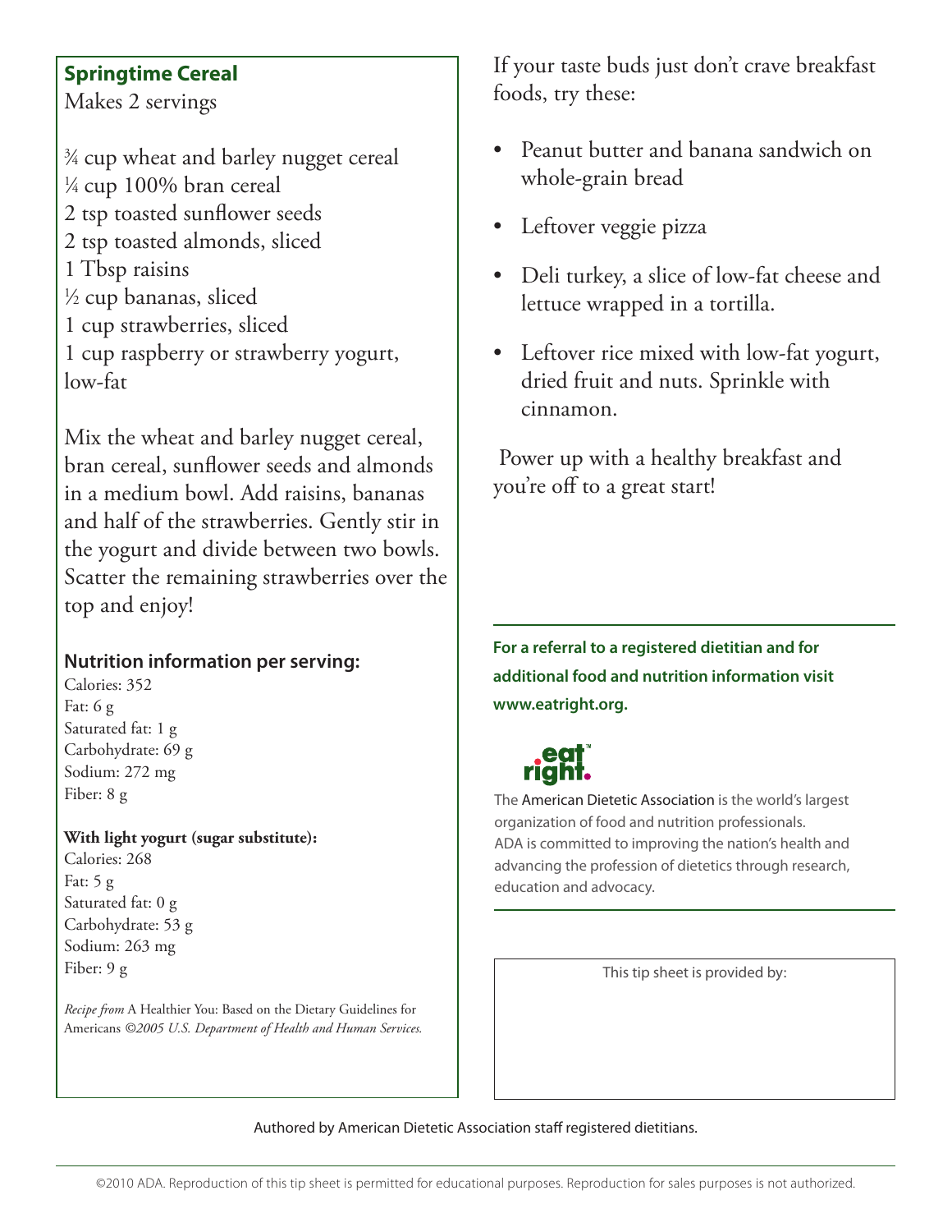## Springtime Cereal

Makes 2 servings

¾ cup wheat and barley nugget cereal
¼ cup 100% bran cereal
2 tsp toasted sunflower seeds
2 tsp toasted almonds, sliced
1 Tbsp raisins
½ cup bananas, sliced
1 cup strawberries, sliced
1 cup raspberry or strawberry yogurt, low-fat

Mix the wheat and barley nugget cereal, bran cereal, sunflower seeds and almonds in a medium bowl. Add raisins, bananas and half of the strawberries. Gently stir in the yogurt and divide between two bowls. Scatter the remaining strawberries over the top and enjoy!

### Nutrition information per serving:

Calories: 352
Fat: 6 g
Saturated fat: 1 g
Carbohydrate: 69 g
Sodium: 272 mg
Fiber: 8 g

**With light yogurt (sugar substitute):**

Calories: 268
Fat: 5 g
Saturated fat: 0 g
Carbohydrate: 53 g
Sodium: 263 mg
Fiber: 9 g

*Recipe from* A Healthier You: Based on the Dietary Guidelines for Americans *©2005 U.S. Department of Health and Human Services.*

If your taste buds just don't crave breakfast foods, try these:

- Peanut butter and banana sandwich on whole-grain bread
- Leftover veggie pizza
- Deli turkey, a slice of low-fat cheese and lettuce wrapped in a tortilla.
- Leftover rice mixed with low-fat yogurt, dried fruit and nuts. Sprinkle with cinnamon.

Power up with a healthy breakfast and you're off to a great start!

**For a referral to a registered dietitian and for additional food and nutrition information visit www.eatright.org.**

eat right.™

The American Dietetic Association is the world's largest organization of food and nutrition professionals. ADA is committed to improving the nation's health and advancing the profession of dietetics through research, education and advocacy.

This tip sheet is provided by:

Authored by American Dietetic Association staff registered dietitians.

©2010 ADA. Reproduction of this tip sheet is permitted for educational purposes. Reproduction for sales purposes is not authorized.